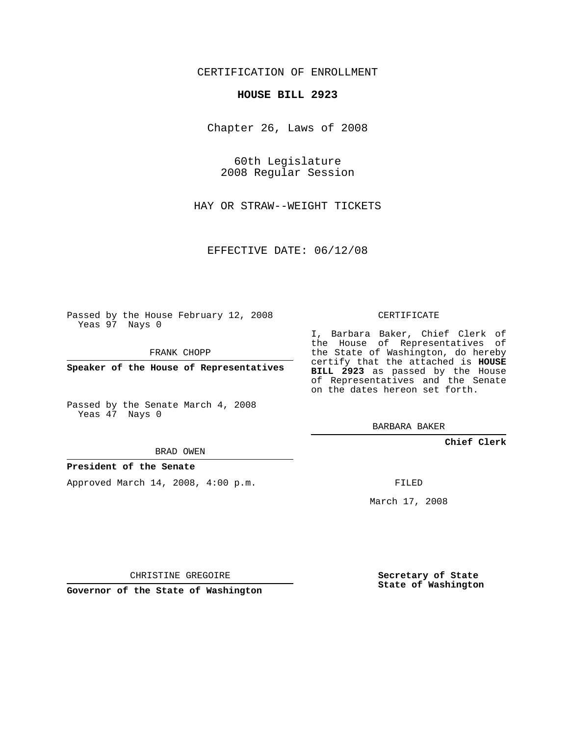CERTIFICATION OF ENROLLMENT

**HOUSE BILL 2923**

Chapter 26, Laws of 2008

60th Legislature
2008 Regular Session

HAY OR STRAW--WEIGHT TICKETS

EFFECTIVE DATE: 06/12/08

Passed by the House February 12, 2008
Yeas 97 Nays 0

FRANK CHOPP

**Speaker of the House of Representatives**

Passed by the Senate March 4, 2008
Yeas 47 Nays 0

BRAD OWEN

**President of the Senate**

Approved March 14, 2008, 4:00 p.m.

CHRISTINE GREGOIRE

**Governor of the State of Washington**

CERTIFICATE

I, Barbara Baker, Chief Clerk of the House of Representatives of the State of Washington, do hereby certify that the attached is **HOUSE BILL 2923** as passed by the House of Representatives and the Senate on the dates hereon set forth.

BARBARA BAKER

**Chief Clerk**

FILED

March 17, 2008

**Secretary of State**
**State of Washington**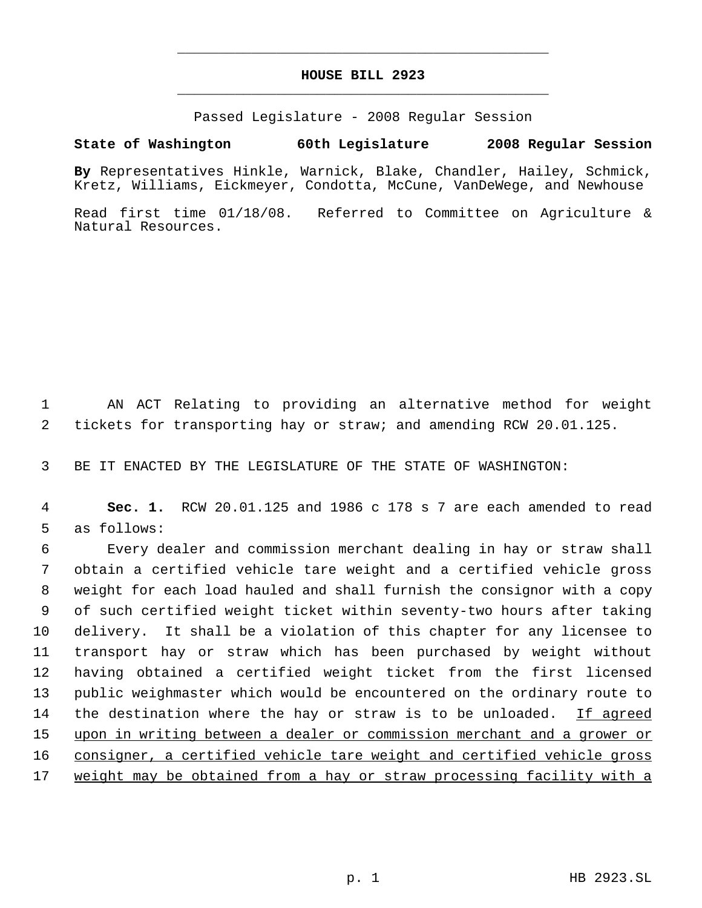# HOUSE BILL 2923

Passed Legislature - 2008 Regular Session

**State of Washington 60th Legislature 2008 Regular Session**

**By** Representatives Hinkle, Warnick, Blake, Chandler, Hailey, Schmick, Kretz, Williams, Eickmeyer, Condotta, McCune, VanDeWege, and Newhouse

Read first time 01/18/08. Referred to Committee on Agriculture & Natural Resources.

AN ACT Relating to providing an alternative method for weight tickets for transporting hay or straw; and amending RCW 20.01.125.

BE IT ENACTED BY THE LEGISLATURE OF THE STATE OF WASHINGTON:

**Sec. 1.** RCW 20.01.125 and 1986 c 178 s 7 are each amended to read as follows:

Every dealer and commission merchant dealing in hay or straw shall obtain a certified vehicle tare weight and a certified vehicle gross weight for each load hauled and shall furnish the consignor with a copy of such certified weight ticket within seventy-two hours after taking delivery. It shall be a violation of this chapter for any licensee to transport hay or straw which has been purchased by weight without having obtained a certified weight ticket from the first licensed public weighmaster which would be encountered on the ordinary route to the destination where the hay or straw is to be unloaded. <u>If agreed upon in writing between a dealer or commission merchant and a grower or consigner, a certified vehicle tare weight and certified vehicle gross weight may be obtained from a hay or straw processing facility with a</u>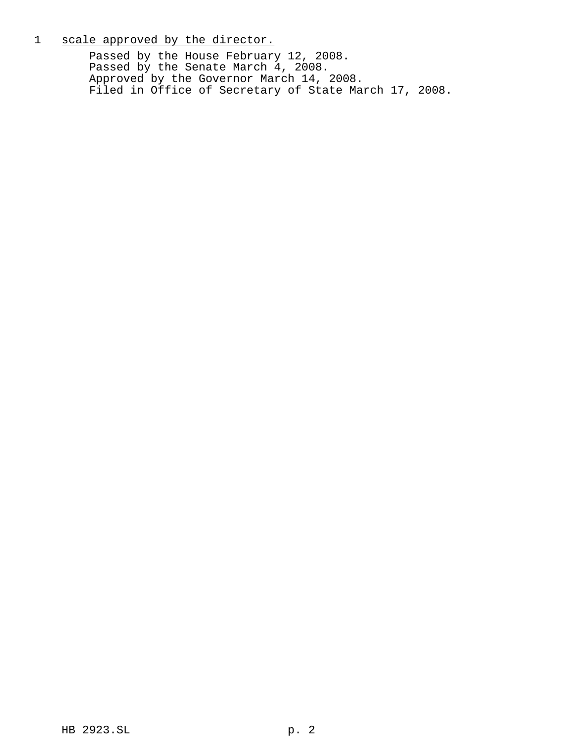<u>scale approved by the director.</u>

Passed by the House February 12, 2008.
Passed by the Senate March 4, 2008.
Approved by the Governor March 14, 2008.
Filed in Office of Secretary of State March 17, 2008.